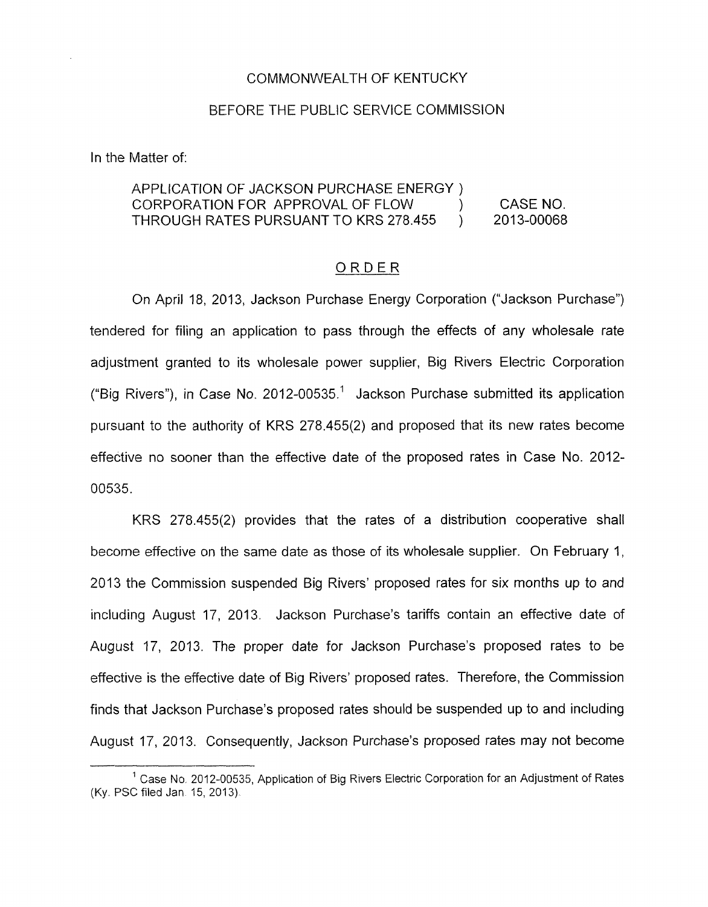COMMONWEALTH OF KENTUCKY

BEFORE THE PUBLIC SERVICE COMMISSION

In the Matter of:

| | | |
|---|---|---|
| APPLICATION OF JACKSON PURCHASE ENERGY CORPORATION FOR APPROVAL OF FLOW THROUGH RATES PURSUANT TO KRS 278.455 | ) ) ) | CASE NO. 2013-00068 |

## ORDER

On April 18, 2013, Jackson Purchase Energy Corporation ("Jackson Purchase") tendered for filing an application to pass through the effects of any wholesale rate adjustment granted to its wholesale power supplier, Big Rivers Electric Corporation ("Big Rivers"), in Case No. 2012-00535.[1] Jackson Purchase submitted its application pursuant to the authority of KRS 278.455(2) and proposed that its new rates become effective no sooner than the effective date of the proposed rates in Case No. 2012-00535.

KRS 278.455(2) provides that the rates of a distribution cooperative shall become effective on the same date as those of its wholesale supplier. On February 1, 2013 the Commission suspended Big Rivers' proposed rates for six months up to and including August 17, 2013. Jackson Purchase's tariffs contain an effective date of August 17, 2013. The proper date for Jackson Purchase's proposed rates to be effective is the effective date of Big Rivers' proposed rates. Therefore, the Commission finds that Jackson Purchase's proposed rates should be suspended up to and including August 17, 2013. Consequently, Jackson Purchase's proposed rates may not become

---

[1] Case No. 2012-00535, Application of Big Rivers Electric Corporation for an Adjustment of Rates (Ky. PSC filed Jan. 15, 2013).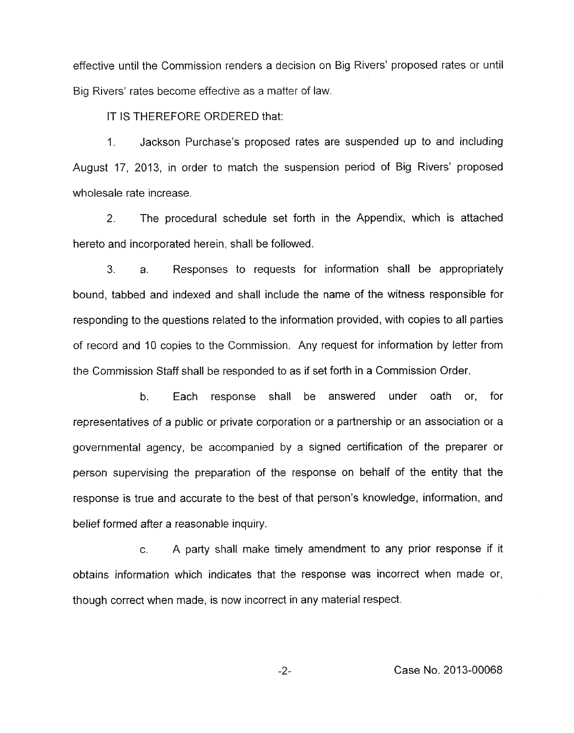effective until the Commission renders a decision on Big Rivers' proposed rates or until Big Rivers' rates become effective as a matter of law.

IT IS THEREFORE ORDERED that:

1. Jackson Purchase's proposed rates are suspended up to and including August 17, 2013, in order to match the suspension period of Big Rivers' proposed wholesale rate increase.

2. The procedural schedule set forth in the Appendix, which is attached hereto and incorporated herein, shall be followed.

3. a. Responses to requests for information shall be appropriately bound, tabbed and indexed and shall include the name of the witness responsible for responding to the questions related to the information provided, with copies to all parties of record and 10 copies to the Commission. Any request for information by letter from the Commission Staff shall be responded to as if set forth in a Commission Order.

b. Each response shall be answered under oath or, for representatives of a public or private corporation or a partnership or an association or a governmental agency, be accompanied by a signed certification of the preparer or person supervising the preparation of the response on behalf of the entity that the response is true and accurate to the best of that person's knowledge, information, and belief formed after a reasonable inquiry.

c. A party shall make timely amendment to any prior response if it obtains information which indicates that the response was incorrect when made or, though correct when made, is now incorrect in any material respect.

Case No. 2013-00068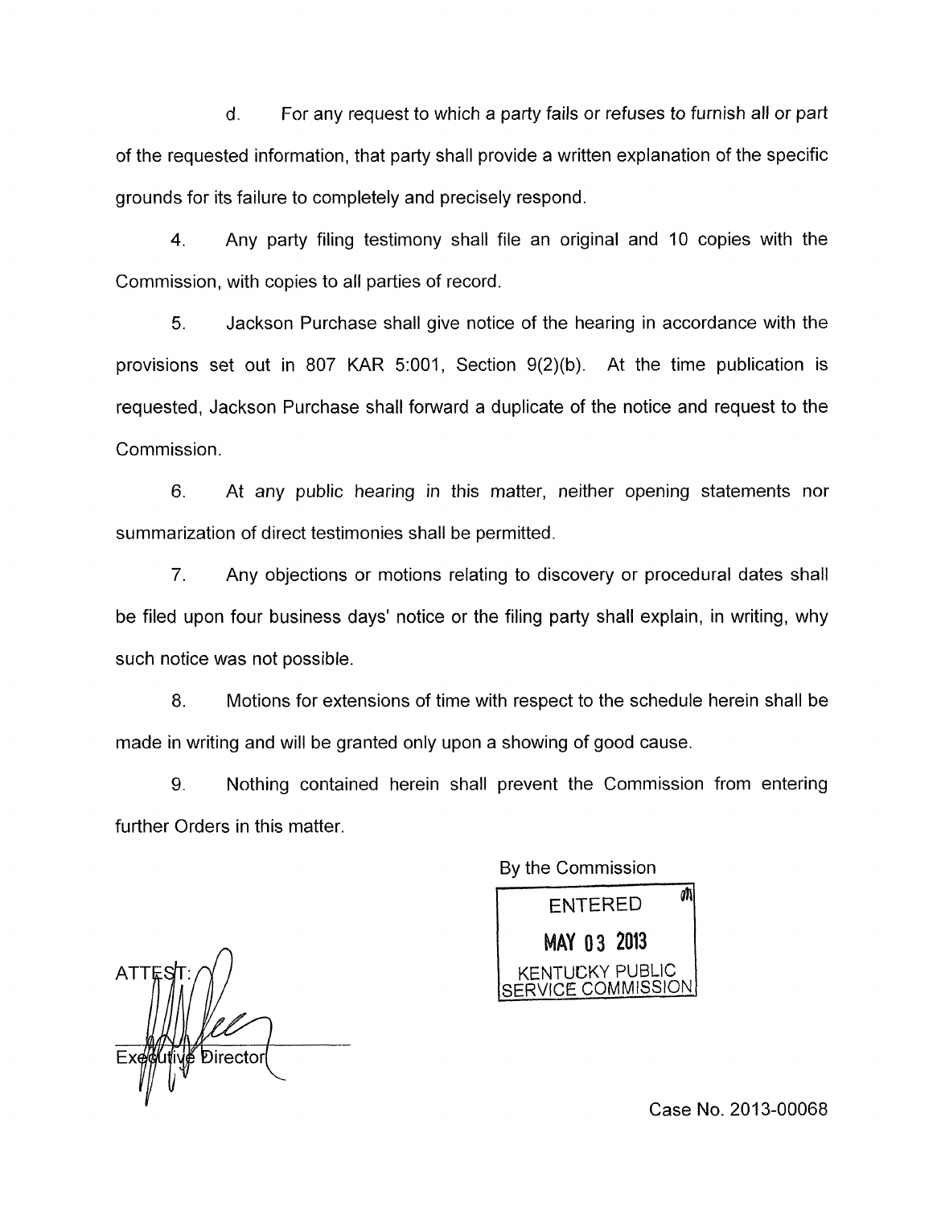d. For any request to which a party fails or refuses to furnish all or part of the requested information, that party shall provide a written explanation of the specific grounds for its failure to completely and precisely respond.

4. Any party filing testimony shall file an original and 10 copies with the Commission, with copies to all parties of record.

5. Jackson Purchase shall give notice of the hearing in accordance with the provisions set out in 807 KAR 5:001, Section 9(2)(b). At the time publication is requested, Jackson Purchase shall forward a duplicate of the notice and request to the Commission.

6. At any public hearing in this matter, neither opening statements nor summarization of direct testimonies shall be permitted.

7. Any objections or motions relating to discovery or procedural dates shall be filed upon four business days' notice or the filing party shall explain, in writing, why such notice was not possible.

8. Motions for extensions of time with respect to the schedule herein shall be made in writing and will be granted only upon a showing of good cause.

9. Nothing contained herein shall prevent the Commission from entering further Orders in this matter.

By the Commission

ENTERED
MAY 03 2013
KENTUCKY PUBLIC SERVICE COMMISSION

ATTEST:

Executive Director

Case No. 2013-00068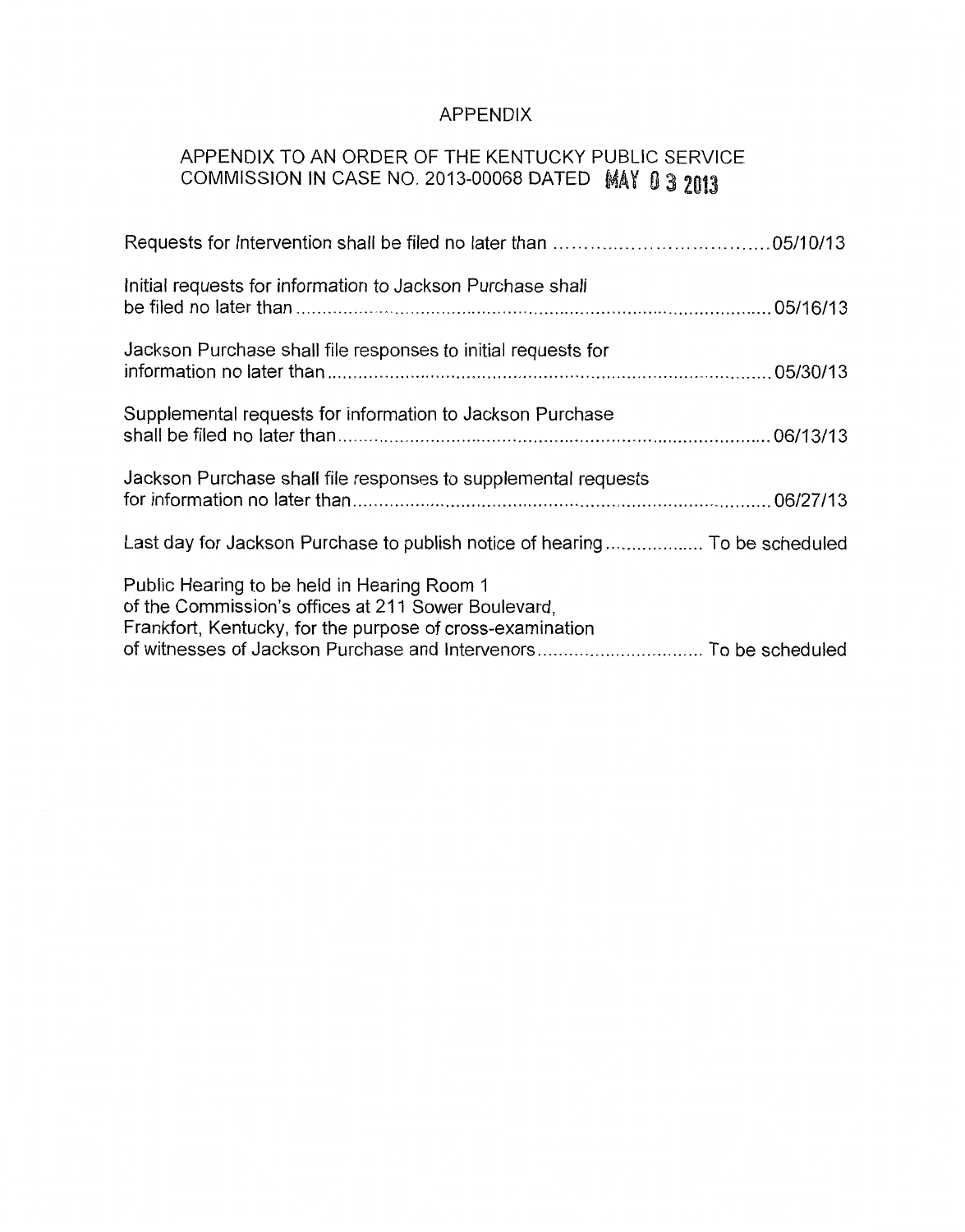# APPENDIX

## APPENDIX TO AN ORDER OF THE KENTUCKY PUBLIC SERVICE COMMISSION IN CASE NO. 2013-00068 DATED MAY 03 2013

Requests for Intervention shall be filed no later than .................................... 05/10/13

Initial requests for information to Jackson Purchase shall be filed no later than .................................................................................... 05/16/13

Jackson Purchase shall file responses to initial requests for information no later than ............................................................................ 05/30/13

Supplemental requests for information to Jackson Purchase shall be filed no later than ........................................................................ 06/13/13

Jackson Purchase shall file responses to supplemental requests for information no later than ................................................................... 06/27/13

Last day for Jackson Purchase to publish notice of hearing .................. To be scheduled

Public Hearing to be held in Hearing Room 1 of the Commission's offices at 211 Sower Boulevard, Frankfort, Kentucky, for the purpose of cross-examination of witnesses of Jackson Purchase and Intervenors ................................ To be scheduled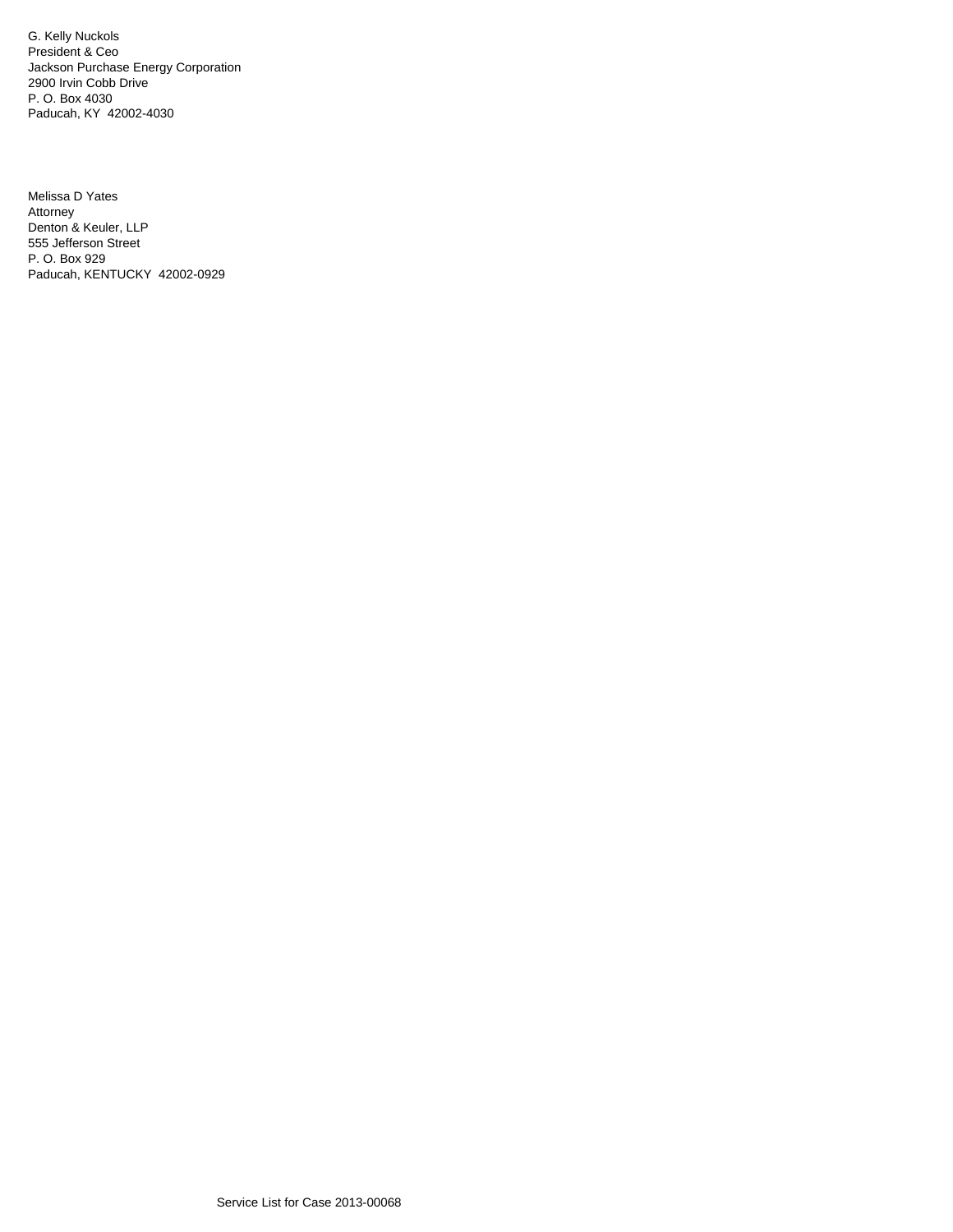G. Kelly Nuckols
President & Ceo
Jackson Purchase Energy Corporation
2900 Irvin Cobb Drive
P. O. Box 4030
Paducah, KY  42002-4030

Melissa D Yates
Attorney
Denton & Keuler, LLP
555 Jefferson Street
P. O. Box 929
Paducah, KENTUCKY  42002-0929

Service List for Case 2013-00068